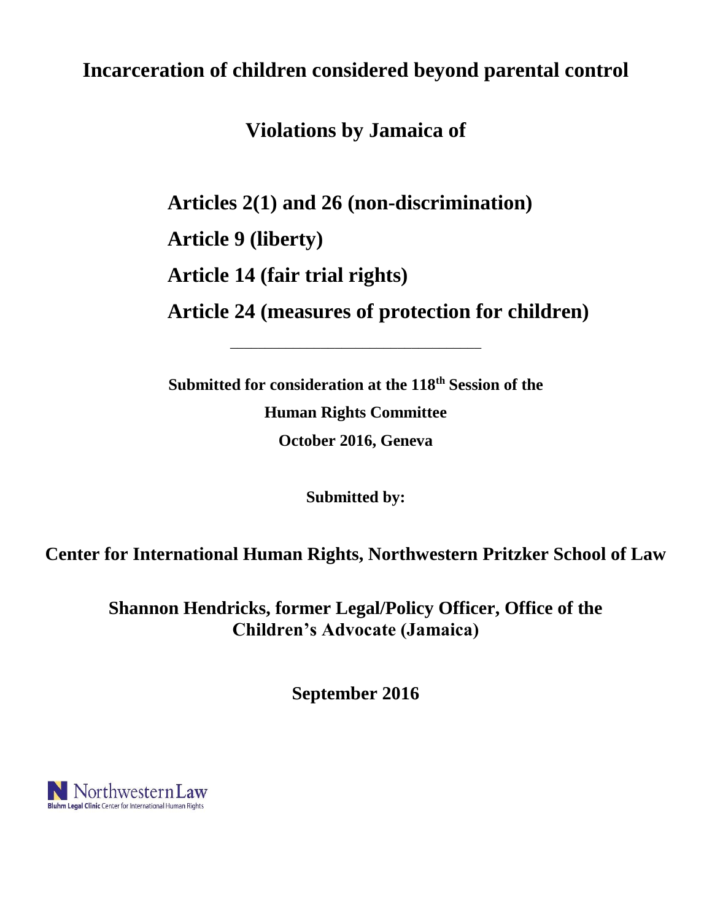# Incarceration of children considered beyond parental control

## Violations by Jamaica of

**Articles 2(1) and 26 (non-discrimination)**

**Article 9 (liberty)**

**Article 14 (fair trial rights)**

**Article 24 (measures of protection for children)**

---

**Submitted for consideration at the 118th Session of the**

**Human Rights Committee**

**October 2016, Geneva**

**Submitted by:**

**Center for International Human Rights, Northwestern Pritzker School of Law**

**Shannon Hendricks, former Legal/Policy Officer, Office of the Children's Advocate (Jamaica)**

**September 2016**

Northwestern Law
Bluhm Legal Clinic Center for International Human Rights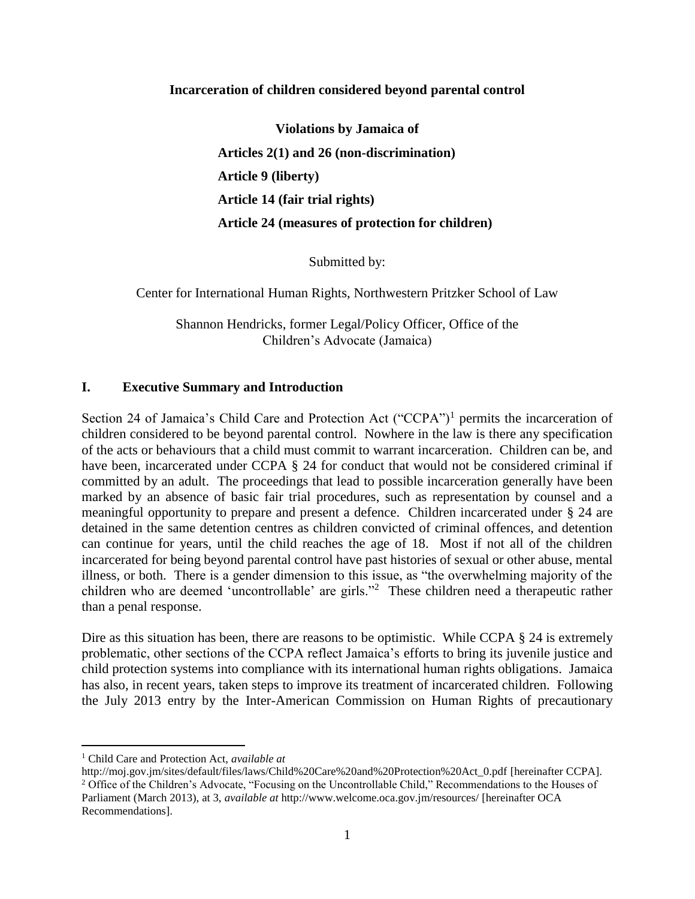**Incarceration of children considered beyond parental control**

**Violations by Jamaica of**

**Articles 2(1) and 26 (non-discrimination)**

**Article 9 (liberty)**

**Article 14 (fair trial rights)**

**Article 24 (measures of protection for children)**

Submitted by:

Center for International Human Rights, Northwestern Pritzker School of Law

Shannon Hendricks, former Legal/Policy Officer, Office of the Children's Advocate (Jamaica)

## I. Executive Summary and Introduction

Section 24 of Jamaica's Child Care and Protection Act ("CCPA")[1] permits the incarceration of children considered to be beyond parental control. Nowhere in the law is there any specification of the acts or behaviours that a child must commit to warrant incarceration. Children can be, and have been, incarcerated under CCPA § 24 for conduct that would not be considered criminal if committed by an adult. The proceedings that lead to possible incarceration generally have been marked by an absence of basic fair trial procedures, such as representation by counsel and a meaningful opportunity to prepare and present a defence. Children incarcerated under § 24 are detained in the same detention centres as children convicted of criminal offences, and detention can continue for years, until the child reaches the age of 18. Most if not all of the children incarcerated for being beyond parental control have past histories of sexual or other abuse, mental illness, or both. There is a gender dimension to this issue, as "the overwhelming majority of the children who are deemed 'uncontrollable' are girls."[2] These children need a therapeutic rather than a penal response.

Dire as this situation has been, there are reasons to be optimistic. While CCPA § 24 is extremely problematic, other sections of the CCPA reflect Jamaica's efforts to bring its juvenile justice and child protection systems into compliance with its international human rights obligations. Jamaica has also, in recent years, taken steps to improve its treatment of incarcerated children. Following the July 2013 entry by the Inter-American Commission on Human Rights of precautionary

---

[1] Child Care and Protection Act, *available at* http://moj.gov.jm/sites/default/files/laws/Child%20Care%20and%20Protection%20Act_0.pdf [hereinafter CCPA].

[2] Office of the Children's Advocate, "Focusing on the Uncontrollable Child," Recommendations to the Houses of Parliament (March 2013), at 3, *available at* http://www.welcome.oca.gov.jm/resources/ [hereinafter OCA Recommendations].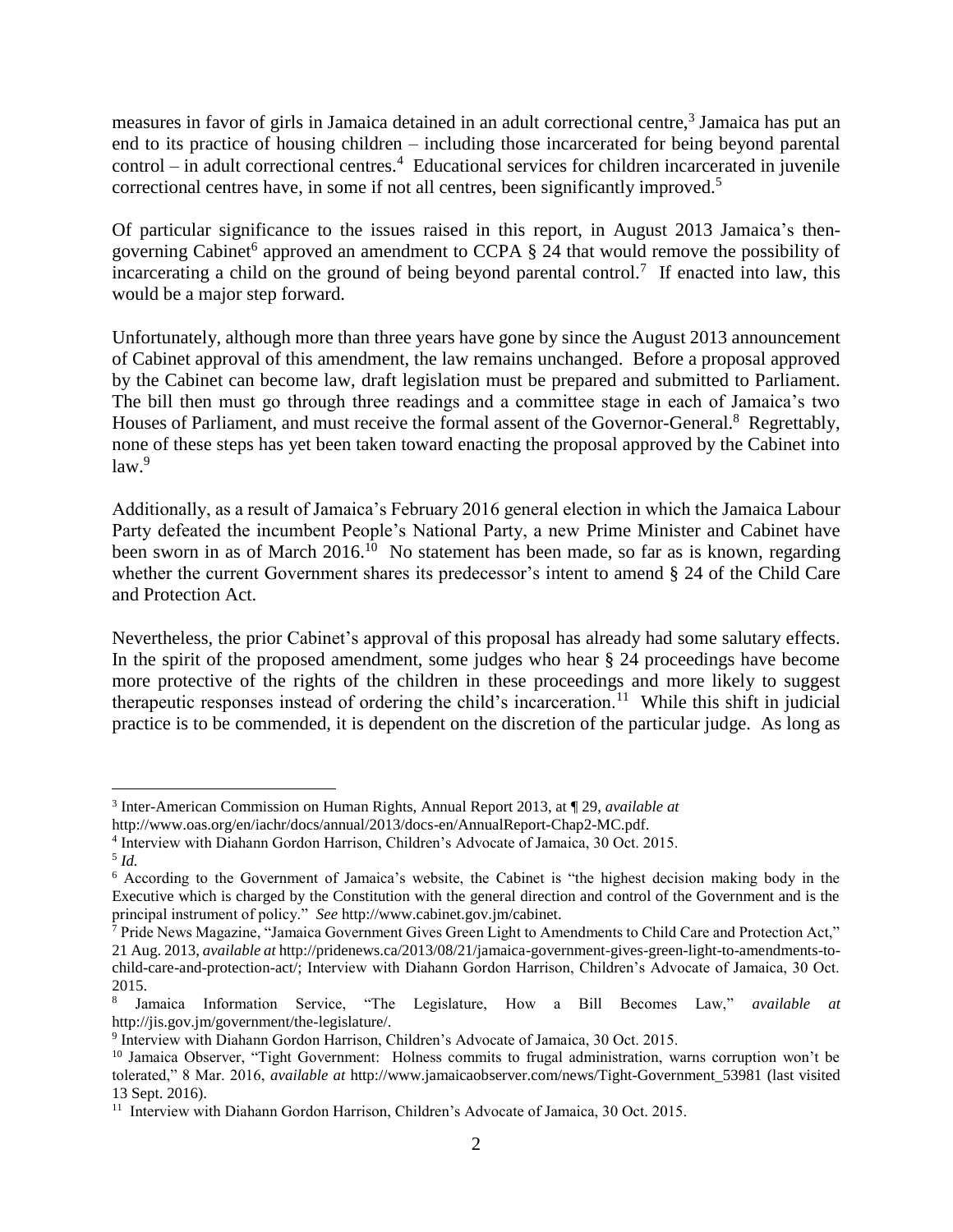measures in favor of girls in Jamaica detained in an adult correctional centre,[3] Jamaica has put an end to its practice of housing children – including those incarcerated for being beyond parental control – in adult correctional centres.[4] Educational services for children incarcerated in juvenile correctional centres have, in some if not all centres, been significantly improved.[5]

Of particular significance to the issues raised in this report, in August 2013 Jamaica's then-governing Cabinet[6] approved an amendment to CCPA § 24 that would remove the possibility of incarcerating a child on the ground of being beyond parental control.[7] If enacted into law, this would be a major step forward.

Unfortunately, although more than three years have gone by since the August 2013 announcement of Cabinet approval of this amendment, the law remains unchanged. Before a proposal approved by the Cabinet can become law, draft legislation must be prepared and submitted to Parliament. The bill then must go through three readings and a committee stage in each of Jamaica's two Houses of Parliament, and must receive the formal assent of the Governor-General.[8] Regrettably, none of these steps has yet been taken toward enacting the proposal approved by the Cabinet into law.[9]

Additionally, as a result of Jamaica's February 2016 general election in which the Jamaica Labour Party defeated the incumbent People's National Party, a new Prime Minister and Cabinet have been sworn in as of March 2016.[10] No statement has been made, so far as is known, regarding whether the current Government shares its predecessor's intent to amend § 24 of the Child Care and Protection Act.

Nevertheless, the prior Cabinet's approval of this proposal has already had some salutary effects. In the spirit of the proposed amendment, some judges who hear § 24 proceedings have become more protective of the rights of the children in these proceedings and more likely to suggest therapeutic responses instead of ordering the child's incarceration.[11] While this shift in judicial practice is to be commended, it is dependent on the discretion of the particular judge. As long as

---

[3] Inter-American Commission on Human Rights, Annual Report 2013, at ¶ 29, *available at* http://www.oas.org/en/iachr/docs/annual/2013/docs-en/AnnualReport-Chap2-MC.pdf.

[4] Interview with Diahann Gordon Harrison, Children's Advocate of Jamaica, 30 Oct. 2015.

[5] *Id.*

[6] According to the Government of Jamaica's website, the Cabinet is "the highest decision making body in the Executive which is charged by the Constitution with the general direction and control of the Government and is the principal instrument of policy." *See* http://www.cabinet.gov.jm/cabinet.

[7] Pride News Magazine, "Jamaica Government Gives Green Light to Amendments to Child Care and Protection Act," 21 Aug. 2013, *available at* http://pridenews.ca/2013/08/21/jamaica-government-gives-green-light-to-amendments-to-child-care-and-protection-act/; Interview with Diahann Gordon Harrison, Children's Advocate of Jamaica, 30 Oct. 2015.

[8] Jamaica Information Service, "The Legislature, How a Bill Becomes Law," *available at* http://jis.gov.jm/government/the-legislature/.

[9] Interview with Diahann Gordon Harrison, Children's Advocate of Jamaica, 30 Oct. 2015.

[10] Jamaica Observer, "Tight Government: Holness commits to frugal administration, warns corruption won't be tolerated," 8 Mar. 2016, *available at* http://www.jamaicaobserver.com/news/Tight-Government_53981 (last visited 13 Sept. 2016).

[11] Interview with Diahann Gordon Harrison, Children's Advocate of Jamaica, 30 Oct. 2015.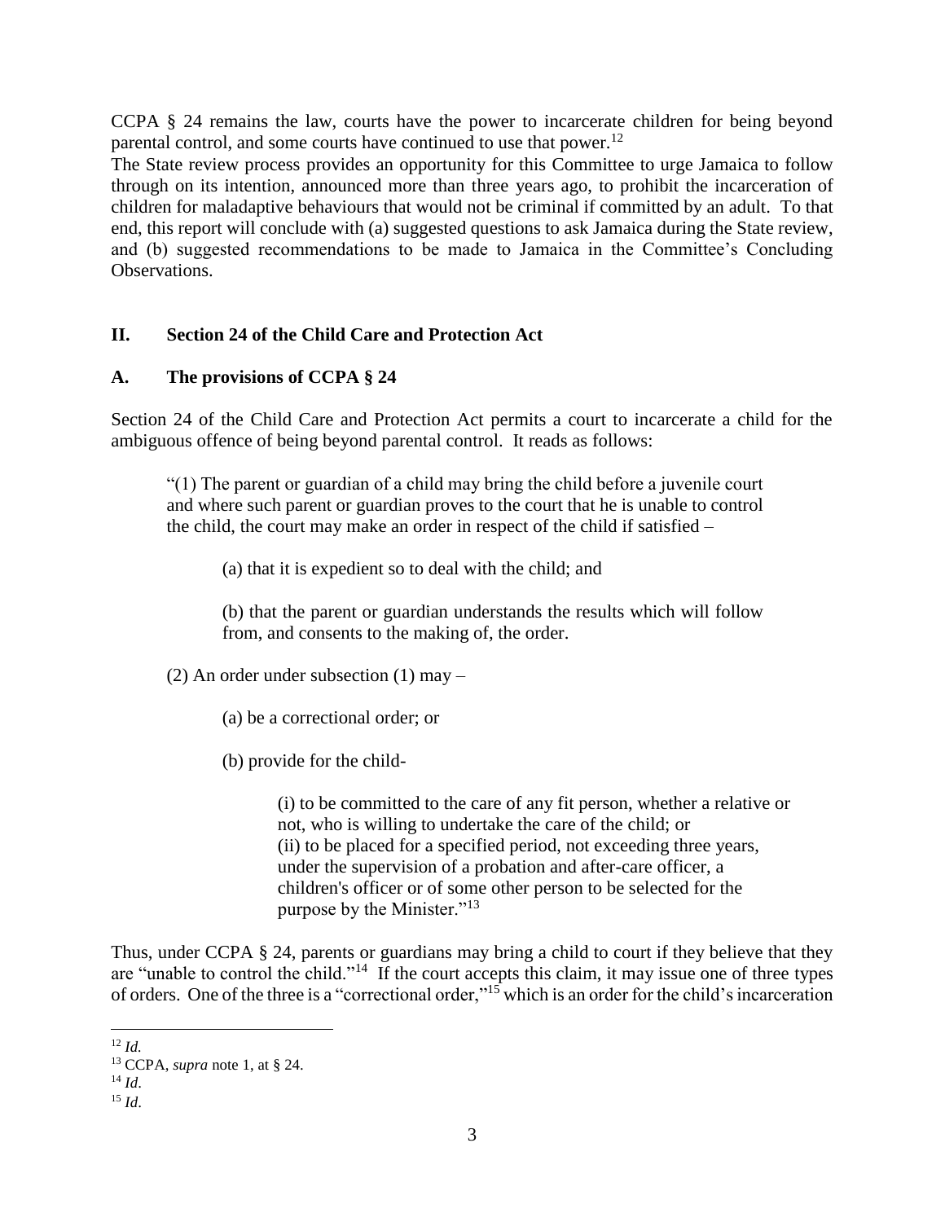CCPA § 24 remains the law, courts have the power to incarcerate children for being beyond parental control, and some courts have continued to use that power.[12]

The State review process provides an opportunity for this Committee to urge Jamaica to follow through on its intention, announced more than three years ago, to prohibit the incarceration of children for maladaptive behaviours that would not be criminal if committed by an adult. To that end, this report will conclude with (a) suggested questions to ask Jamaica during the State review, and (b) suggested recommendations to be made to Jamaica in the Committee's Concluding Observations.

## II. Section 24 of the Child Care and Protection Act

### A. The provisions of CCPA § 24

Section 24 of the Child Care and Protection Act permits a court to incarcerate a child for the ambiguous offence of being beyond parental control. It reads as follows:

> "(1) The parent or guardian of a child may bring the child before a juvenile court and where such parent or guardian proves to the court that he is unable to control the child, the court may make an order in respect of the child if satisfied –
>
> (a) that it is expedient so to deal with the child; and
>
> (b) that the parent or guardian understands the results which will follow from, and consents to the making of, the order.
>
> (2) An order under subsection (1) may –
>
> (a) be a correctional order; or
>
> (b) provide for the child-
>
> (i) to be committed to the care of any fit person, whether a relative or not, who is willing to undertake the care of the child; or
> (ii) to be placed for a specified period, not exceeding three years, under the supervision of a probation and after-care officer, a children's officer or of some other person to be selected for the purpose by the Minister."[13]

Thus, under CCPA § 24, parents or guardians may bring a child to court if they believe that they are "unable to control the child."[14] If the court accepts this claim, it may issue one of three types of orders. One of the three is a "correctional order,"[15] which is an order for the child's incarceration

---

[12] *Id.*

[13] CCPA, *supra* note 1, at § 24.

[14] *Id*.

[15] *Id*.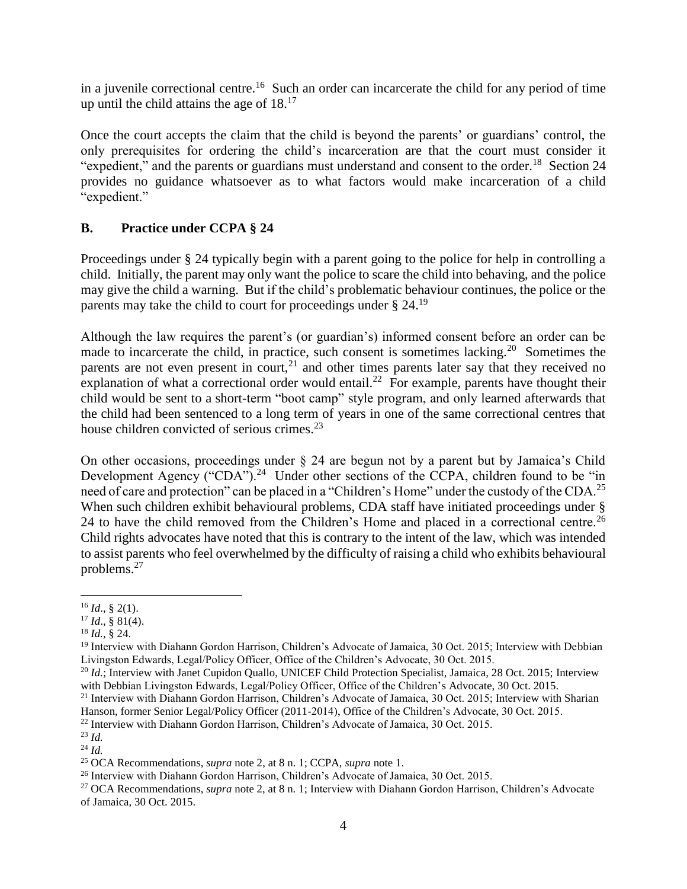in a juvenile correctional centre.[16] Such an order can incarcerate the child for any period of time up until the child attains the age of 18.[17]

Once the court accepts the claim that the child is beyond the parents' or guardians' control, the only prerequisites for ordering the child's incarceration are that the court must consider it "expedient," and the parents or guardians must understand and consent to the order.[18] Section 24 provides no guidance whatsoever as to what factors would make incarceration of a child "expedient."

### B. Practice under CCPA § 24

Proceedings under § 24 typically begin with a parent going to the police for help in controlling a child. Initially, the parent may only want the police to scare the child into behaving, and the police may give the child a warning. But if the child's problematic behaviour continues, the police or the parents may take the child to court for proceedings under § 24.[19]

Although the law requires the parent's (or guardian's) informed consent before an order can be made to incarcerate the child, in practice, such consent is sometimes lacking.[20] Sometimes the parents are not even present in court,[21] and other times parents later say that they received no explanation of what a correctional order would entail.[22] For example, parents have thought their child would be sent to a short-term "boot camp" style program, and only learned afterwards that the child had been sentenced to a long term of years in one of the same correctional centres that house children convicted of serious crimes.[23]

On other occasions, proceedings under § 24 are begun not by a parent but by Jamaica's Child Development Agency ("CDA").[24] Under other sections of the CCPA, children found to be "in need of care and protection" can be placed in a "Children's Home" under the custody of the CDA.[25] When such children exhibit behavioural problems, CDA staff have initiated proceedings under § 24 to have the child removed from the Children's Home and placed in a correctional centre.[26] Child rights advocates have noted that this is contrary to the intent of the law, which was intended to assist parents who feel overwhelmed by the difficulty of raising a child who exhibits behavioural problems.[27]

---

[16] *Id*., § 2(1).

[17] *Id*., § 81(4).

[18] *Id.*, § 24.

[19] Interview with Diahann Gordon Harrison, Children's Advocate of Jamaica, 30 Oct. 2015; Interview with Debbian Livingston Edwards, Legal/Policy Officer, Office of the Children's Advocate, 30 Oct. 2015.

[20] *Id.*; Interview with Janet Cupidon Quallo, UNICEF Child Protection Specialist, Jamaica, 28 Oct. 2015; Interview with Debbian Livingston Edwards, Legal/Policy Officer, Office of the Children's Advocate, 30 Oct. 2015.

[21] Interview with Diahann Gordon Harrison, Children's Advocate of Jamaica, 30 Oct. 2015; Interview with Sharian Hanson, former Senior Legal/Policy Officer (2011-2014), Office of the Children's Advocate, 30 Oct. 2015.

[22] Interview with Diahann Gordon Harrison, Children's Advocate of Jamaica, 30 Oct. 2015.

[23] *Id.*

[24] *Id.*

[25] OCA Recommendations, *supra* note 2, at 8 n. 1; CCPA, *supra* note 1.

[26] Interview with Diahann Gordon Harrison, Children's Advocate of Jamaica, 30 Oct. 2015.

[27] OCA Recommendations, *supra* note 2, at 8 n. 1; Interview with Diahann Gordon Harrison, Children's Advocate of Jamaica, 30 Oct. 2015.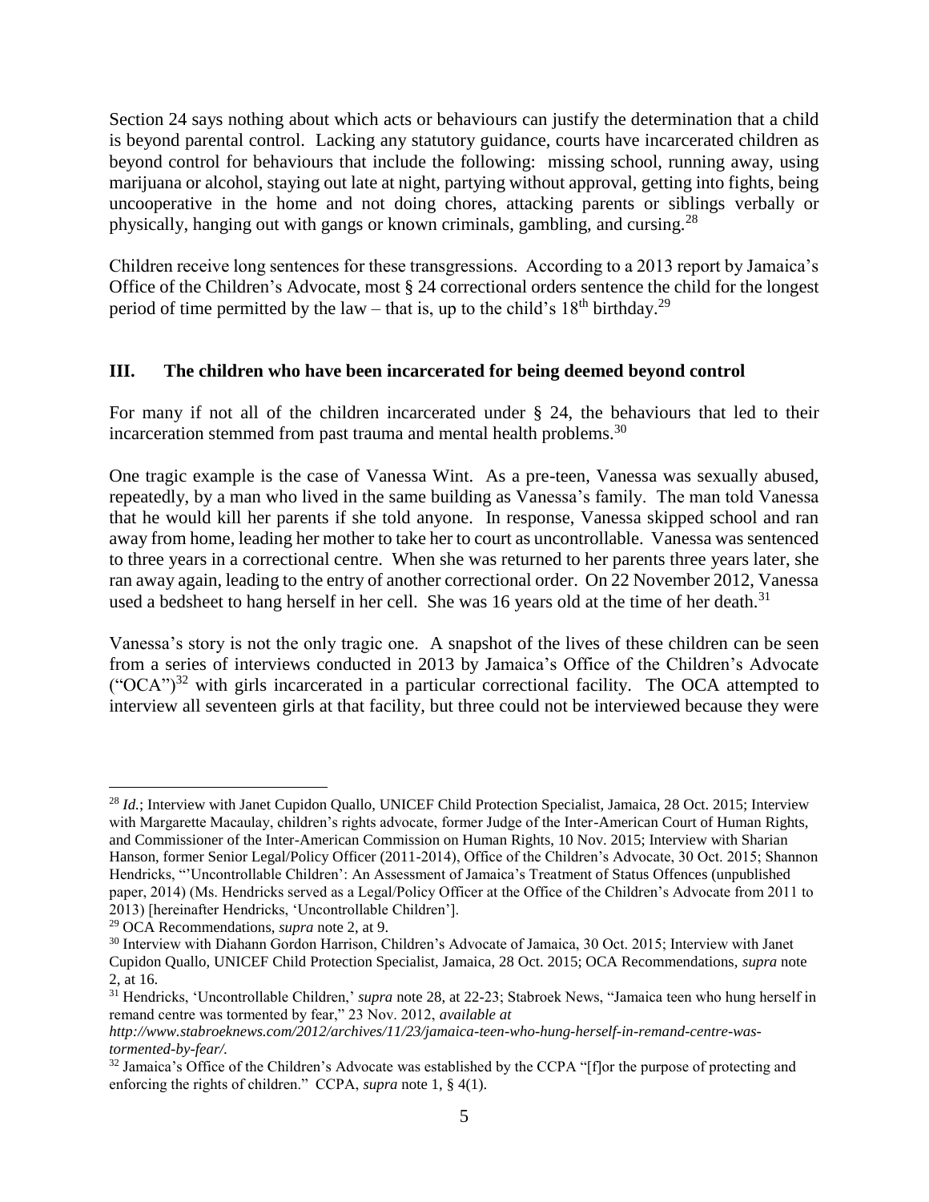Section 24 says nothing about which acts or behaviours can justify the determination that a child is beyond parental control. Lacking any statutory guidance, courts have incarcerated children as beyond control for behaviours that include the following: missing school, running away, using marijuana or alcohol, staying out late at night, partying without approval, getting into fights, being uncooperative in the home and not doing chores, attacking parents or siblings verbally or physically, hanging out with gangs or known criminals, gambling, and cursing.[28]

Children receive long sentences for these transgressions. According to a 2013 report by Jamaica's Office of the Children's Advocate, most § 24 correctional orders sentence the child for the longest period of time permitted by the law – that is, up to the child's 18th birthday.[29]

## III. The children who have been incarcerated for being deemed beyond control

For many if not all of the children incarcerated under § 24, the behaviours that led to their incarceration stemmed from past trauma and mental health problems.[30]

One tragic example is the case of Vanessa Wint. As a pre-teen, Vanessa was sexually abused, repeatedly, by a man who lived in the same building as Vanessa's family. The man told Vanessa that he would kill her parents if she told anyone. In response, Vanessa skipped school and ran away from home, leading her mother to take her to court as uncontrollable. Vanessa was sentenced to three years in a correctional centre. When she was returned to her parents three years later, she ran away again, leading to the entry of another correctional order. On 22 November 2012, Vanessa used a bedsheet to hang herself in her cell. She was 16 years old at the time of her death.[31]

Vanessa's story is not the only tragic one. A snapshot of the lives of these children can be seen from a series of interviews conducted in 2013 by Jamaica's Office of the Children's Advocate ("OCA")[32] with girls incarcerated in a particular correctional facility. The OCA attempted to interview all seventeen girls at that facility, but three could not be interviewed because they were

---

[28] *Id*.; Interview with Janet Cupidon Quallo, UNICEF Child Protection Specialist, Jamaica, 28 Oct. 2015; Interview with Margarette Macaulay, children's rights advocate, former Judge of the Inter-American Court of Human Rights, and Commissioner of the Inter-American Commission on Human Rights, 10 Nov. 2015; Interview with Sharian Hanson, former Senior Legal/Policy Officer (2011-2014), Office of the Children's Advocate, 30 Oct. 2015; Shannon Hendricks, "'Uncontrollable Children': An Assessment of Jamaica's Treatment of Status Offences (unpublished paper, 2014) (Ms. Hendricks served as a Legal/Policy Officer at the Office of the Children's Advocate from 2011 to 2013) [hereinafter Hendricks, 'Uncontrollable Children'].

[29] OCA Recommendations, *supra* note 2, at 9.

[30] Interview with Diahann Gordon Harrison, Children's Advocate of Jamaica, 30 Oct. 2015; Interview with Janet Cupidon Quallo, UNICEF Child Protection Specialist, Jamaica, 28 Oct. 2015; OCA Recommendations, *supra* note 2, at 16.

[31] Hendricks, 'Uncontrollable Children,' *supra* note 28, at 22-23; Stabroek News, "Jamaica teen who hung herself in remand centre was tormented by fear," 23 Nov. 2012, *available at http://www.stabroeknews.com/2012/archives/11/23/jamaica-teen-who-hung-herself-in-remand-centre-was-tormented-by-fear/*.

[32] Jamaica's Office of the Children's Advocate was established by the CCPA "[f]or the purpose of protecting and enforcing the rights of children." CCPA, *supra* note 1, § 4(1).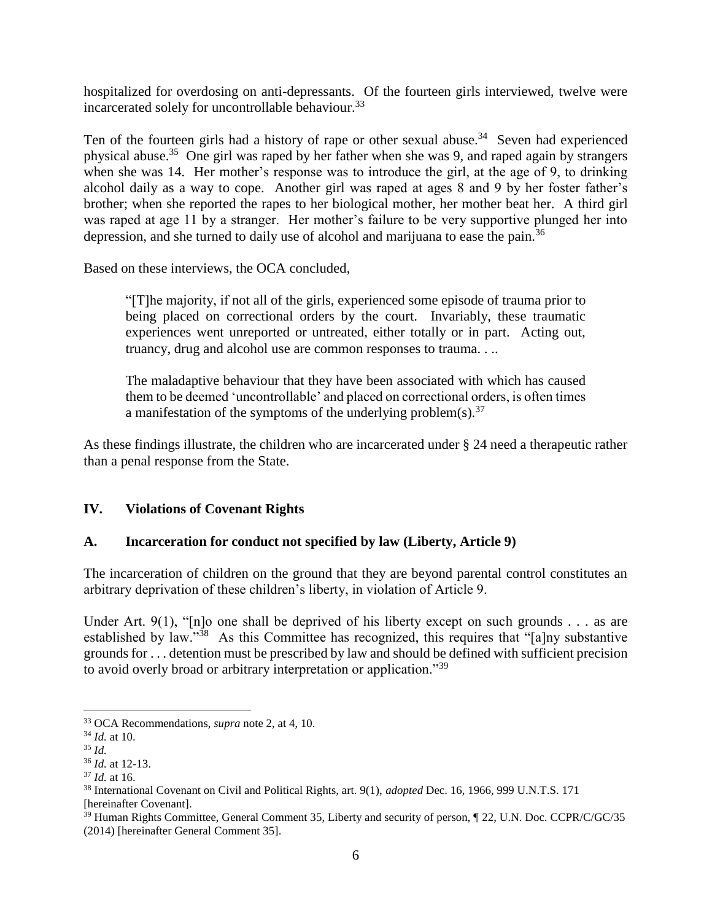hospitalized for overdosing on anti-depressants. Of the fourteen girls interviewed, twelve were incarcerated solely for uncontrollable behaviour.[33]

Ten of the fourteen girls had a history of rape or other sexual abuse.[34] Seven had experienced physical abuse.[35] One girl was raped by her father when she was 9, and raped again by strangers when she was 14. Her mother's response was to introduce the girl, at the age of 9, to drinking alcohol daily as a way to cope. Another girl was raped at ages 8 and 9 by her foster father's brother; when she reported the rapes to her biological mother, her mother beat her. A third girl was raped at age 11 by a stranger. Her mother's failure to be very supportive plunged her into depression, and she turned to daily use of alcohol and marijuana to ease the pain.[36]

Based on these interviews, the OCA concluded,

> "[T]he majority, if not all of the girls, experienced some episode of trauma prior to being placed on correctional orders by the court. Invariably, these traumatic experiences went unreported or untreated, either totally or in part. Acting out, truancy, drug and alcohol use are common responses to trauma. . ..
>
> The maladaptive behaviour that they have been associated with which has caused them to be deemed 'uncontrollable' and placed on correctional orders, is often times a manifestation of the symptoms of the underlying problem(s).[37]

As these findings illustrate, the children who are incarcerated under § 24 need a therapeutic rather than a penal response from the State.

## IV. Violations of Covenant Rights

### A. Incarceration for conduct not specified by law (Liberty, Article 9)

The incarceration of children on the ground that they are beyond parental control constitutes an arbitrary deprivation of these children's liberty, in violation of Article 9.

Under Art. 9(1), "[n]o one shall be deprived of his liberty except on such grounds . . . as are established by law."[38] As this Committee has recognized, this requires that "[a]ny substantive grounds for . . . detention must be prescribed by law and should be defined with sufficient precision to avoid overly broad or arbitrary interpretation or application."[39]

---

[33] OCA Recommendations, *supra* note 2, at 4, 10.

[34] *Id.* at 10.

[35] *Id.*

[36] *Id.* at 12-13.

[37] *Id.* at 16.

[38] International Covenant on Civil and Political Rights, art. 9(1), *adopted* Dec. 16, 1966, 999 U.N.T.S. 171 [hereinafter Covenant].

[39] Human Rights Committee, General Comment 35, Liberty and security of person, ¶ 22, U.N. Doc. CCPR/C/GC/35 (2014) [hereinafter General Comment 35].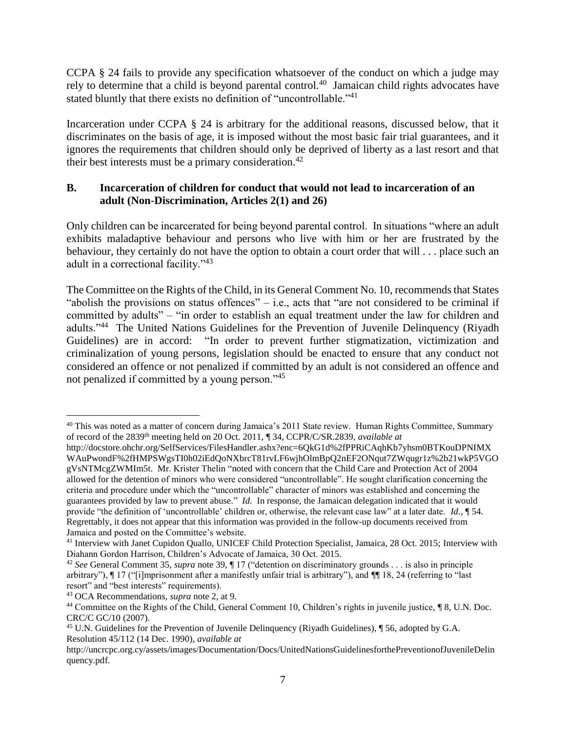CCPA § 24 fails to provide any specification whatsoever of the conduct on which a judge may rely to determine that a child is beyond parental control.[40] Jamaican child rights advocates have stated bluntly that there exists no definition of "uncontrollable."[41]

Incarceration under CCPA § 24 is arbitrary for the additional reasons, discussed below, that it discriminates on the basis of age, it is imposed without the most basic fair trial guarantees, and it ignores the requirements that children should only be deprived of liberty as a last resort and that their best interests must be a primary consideration.[42]

### B. Incarceration of children for conduct that would not lead to incarceration of an adult (Non-Discrimination, Articles 2(1) and 26)

Only children can be incarcerated for being beyond parental control. In situations "where an adult exhibits maladaptive behaviour and persons who live with him or her are frustrated by the behaviour, they certainly do not have the option to obtain a court order that will . . . place such an adult in a correctional facility."[43]

The Committee on the Rights of the Child, in its General Comment No. 10, recommends that States "abolish the provisions on status offences" – i.e., acts that "are not considered to be criminal if committed by adults" – "in order to establish an equal treatment under the law for children and adults."[44] The United Nations Guidelines for the Prevention of Juvenile Delinquency (Riyadh Guidelines) are in accord: "In order to prevent further stigmatization, victimization and criminalization of young persons, legislation should be enacted to ensure that any conduct not considered an offence or not penalized if committed by an adult is not considered an offence and not penalized if committed by a young person."[45]

---

[40] This was noted as a matter of concern during Jamaica's 2011 State review. Human Rights Committee, Summary of record of the 2839th meeting held on 20 Oct. 2011, ¶ 34, CCPR/C/SR.2839, *available at* http://docstore.ohchr.org/SelfServices/FilesHandler.ashx?enc=6QkG1d%2fPPRiCAqhKb7yhsm0BTKouDPNIMXWAuPwondF%2fHMPSWgsTI0h02iEdQoNXbrcT81rvLF6wjhOlmBpQ2nEF2ONqut7ZWqugr1z%2b21wkP5VGOgVsNTMcgZWMIm5t. Mr. Krister Thelin "noted with concern that the Child Care and Protection Act of 2004 allowed for the detention of minors who were considered "uncontrollable". He sought clarification concerning the criteria and procedure under which the "uncontrollable" character of minors was established and concerning the guarantees provided by law to prevent abuse." *Id.* In response, the Jamaican delegation indicated that it would provide "the definition of 'uncontrollable' children or, otherwise, the relevant case law" at a later date. *Id.*, ¶ 54. Regrettably, it does not appear that this information was provided in the follow-up documents received from Jamaica and posted on the Committee's website.

[41] Interview with Janet Cupidon Quallo, UNICEF Child Protection Specialist, Jamaica, 28 Oct. 2015; Interview with Diahann Gordon Harrison, Children's Advocate of Jamaica, 30 Oct. 2015.

[42] *See* General Comment 35, *supra* note 39, ¶ 17 ("detention on discriminatory grounds . . . is also in principle arbitrary"), ¶ 17 ("[i]mprisonment after a manifestly unfair trial is arbitrary"), and ¶¶ 18, 24 (referring to "last resort" and "best interests" requirements).

[43] OCA Recommendations, *supra* note 2, at 9.

[44] Committee on the Rights of the Child, General Comment 10, Children's rights in juvenile justice, ¶ 8, U.N. Doc. CRC/C GC/10 (2007).

[45] U.N. Guidelines for the Prevention of Juvenile Delinquency (Riyadh Guidelines), ¶ 56, adopted by G.A. Resolution 45/112 (14 Dec. 1990), *available at* http://uncrcpc.org.cy/assets/images/Documentation/Docs/UnitedNationsGuidelinesforthePreventionofJuvenileDelinquency.pdf.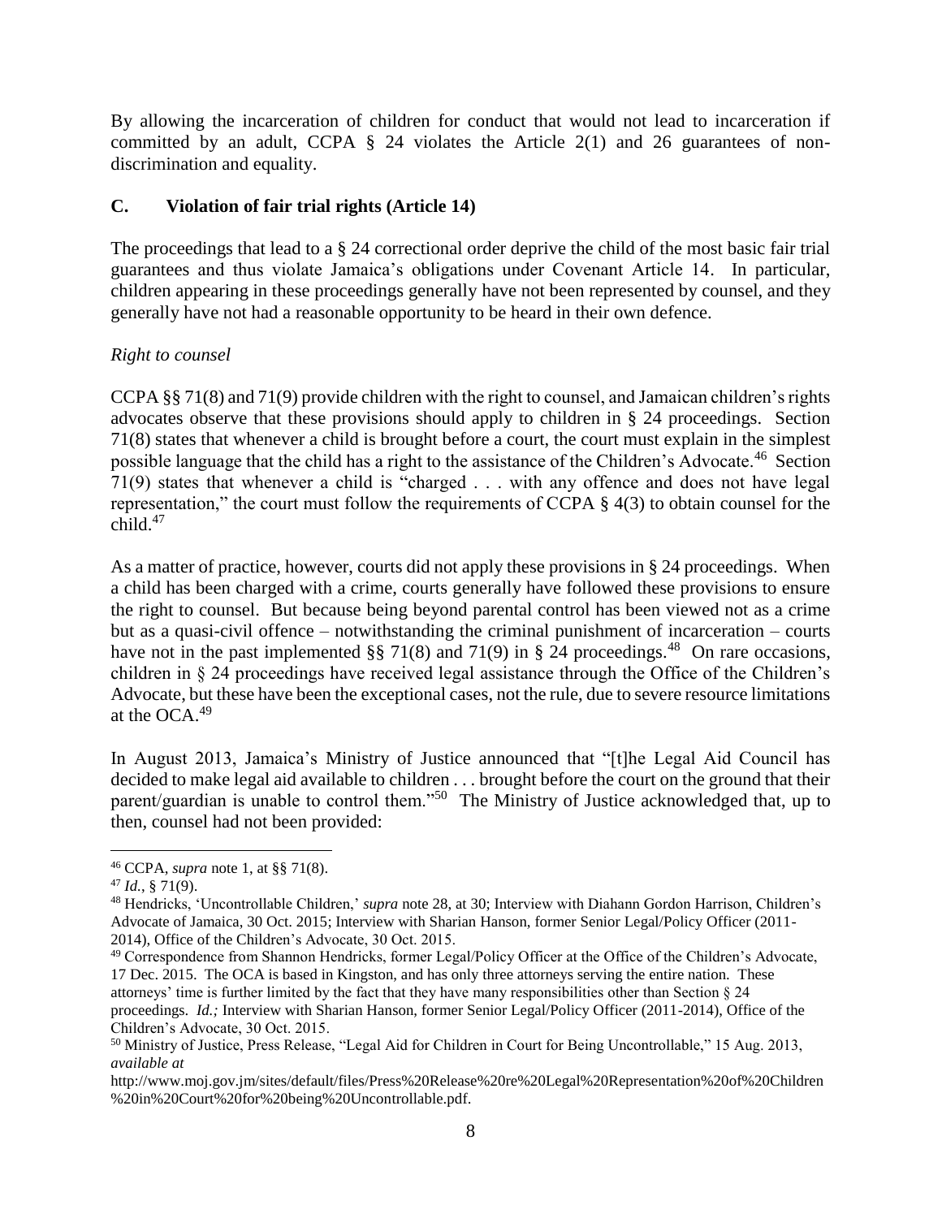By allowing the incarceration of children for conduct that would not lead to incarceration if committed by an adult, CCPA § 24 violates the Article 2(1) and 26 guarantees of non-discrimination and equality.

## C. Violation of fair trial rights (Article 14)

The proceedings that lead to a § 24 correctional order deprive the child of the most basic fair trial guarantees and thus violate Jamaica's obligations under Covenant Article 14. In particular, children appearing in these proceedings generally have not been represented by counsel, and they generally have not had a reasonable opportunity to be heard in their own defence.

*Right to counsel*

CCPA §§ 71(8) and 71(9) provide children with the right to counsel, and Jamaican children's rights advocates observe that these provisions should apply to children in § 24 proceedings. Section 71(8) states that whenever a child is brought before a court, the court must explain in the simplest possible language that the child has a right to the assistance of the Children's Advocate.[46] Section 71(9) states that whenever a child is "charged . . . with any offence and does not have legal representation," the court must follow the requirements of CCPA § 4(3) to obtain counsel for the child.[47]

As a matter of practice, however, courts did not apply these provisions in § 24 proceedings. When a child has been charged with a crime, courts generally have followed these provisions to ensure the right to counsel. But because being beyond parental control has been viewed not as a crime but as a quasi-civil offence – notwithstanding the criminal punishment of incarceration – courts have not in the past implemented §§ 71(8) and 71(9) in § 24 proceedings.[48] On rare occasions, children in § 24 proceedings have received legal assistance through the Office of the Children's Advocate, but these have been the exceptional cases, not the rule, due to severe resource limitations at the OCA.[49]

In August 2013, Jamaica's Ministry of Justice announced that "[t]he Legal Aid Council has decided to make legal aid available to children . . . brought before the court on the ground that their parent/guardian is unable to control them."[50] The Ministry of Justice acknowledged that, up to then, counsel had not been provided:

---

[46] CCPA, *supra* note 1, at §§ 71(8).

[47] *Id.*, § 71(9).

[48] Hendricks, 'Uncontrollable Children,' *supra* note 28, at 30; Interview with Diahann Gordon Harrison, Children's Advocate of Jamaica, 30 Oct. 2015; Interview with Sharian Hanson, former Senior Legal/Policy Officer (2011-2014), Office of the Children's Advocate, 30 Oct. 2015.

[49] Correspondence from Shannon Hendricks, former Legal/Policy Officer at the Office of the Children's Advocate, 17 Dec. 2015. The OCA is based in Kingston, and has only three attorneys serving the entire nation. These attorneys' time is further limited by the fact that they have many responsibilities other than Section § 24 proceedings. *Id.;* Interview with Sharian Hanson, former Senior Legal/Policy Officer (2011-2014), Office of the Children's Advocate, 30 Oct. 2015.

[50] Ministry of Justice, Press Release, "Legal Aid for Children in Court for Being Uncontrollable," 15 Aug. 2013, *available at* http://www.moj.gov.jm/sites/default/files/Press%20Release%20re%20Legal%20Representation%20of%20Children%20in%20Court%20for%20being%20Uncontrollable.pdf.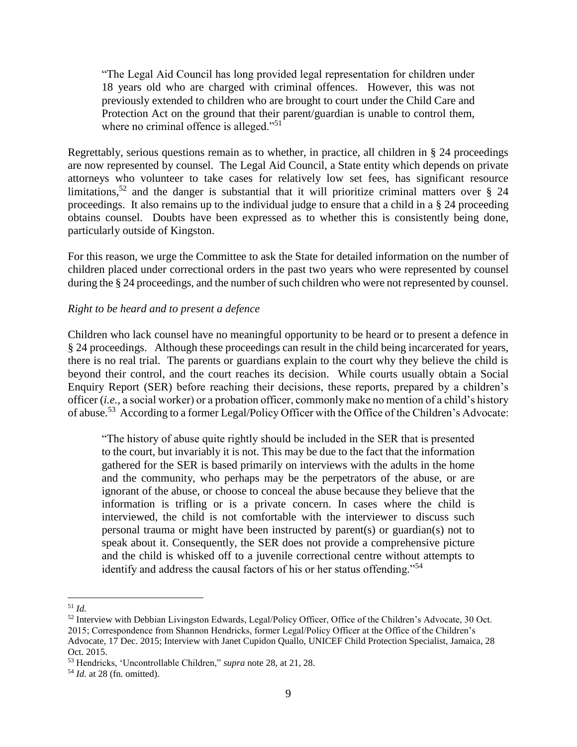> "The Legal Aid Council has long provided legal representation for children under 18 years old who are charged with criminal offences. However, this was not previously extended to children who are brought to court under the Child Care and Protection Act on the ground that their parent/guardian is unable to control them, where no criminal offence is alleged."[51]

Regrettably, serious questions remain as to whether, in practice, all children in § 24 proceedings are now represented by counsel. The Legal Aid Council, a State entity which depends on private attorneys who volunteer to take cases for relatively low set fees, has significant resource limitations,[52] and the danger is substantial that it will prioritize criminal matters over § 24 proceedings. It also remains up to the individual judge to ensure that a child in a § 24 proceeding obtains counsel. Doubts have been expressed as to whether this is consistently being done, particularly outside of Kingston.

For this reason, we urge the Committee to ask the State for detailed information on the number of children placed under correctional orders in the past two years who were represented by counsel during the § 24 proceedings, and the number of such children who were not represented by counsel.

*Right to be heard and to present a defence*

Children who lack counsel have no meaningful opportunity to be heard or to present a defence in § 24 proceedings. Although these proceedings can result in the child being incarcerated for years, there is no real trial. The parents or guardians explain to the court why they believe the child is beyond their control, and the court reaches its decision. While courts usually obtain a Social Enquiry Report (SER) before reaching their decisions, these reports, prepared by a children's officer (*i.e.*, a social worker) or a probation officer, commonly make no mention of a child's history of abuse.[53] According to a former Legal/Policy Officer with the Office of the Children's Advocate:

> "The history of abuse quite rightly should be included in the SER that is presented to the court, but invariably it is not. This may be due to the fact that the information gathered for the SER is based primarily on interviews with the adults in the home and the community, who perhaps may be the perpetrators of the abuse, or are ignorant of the abuse, or choose to conceal the abuse because they believe that the information is trifling or is a private concern. In cases where the child is interviewed, the child is not comfortable with the interviewer to discuss such personal trauma or might have been instructed by parent(s) or guardian(s) not to speak about it. Consequently, the SER does not provide a comprehensive picture and the child is whisked off to a juvenile correctional centre without attempts to identify and address the causal factors of his or her status offending."[54]

---

[51] *Id.*

[52] Interview with Debbian Livingston Edwards, Legal/Policy Officer, Office of the Children's Advocate, 30 Oct. 2015; Correspondence from Shannon Hendricks, former Legal/Policy Officer at the Office of the Children's Advocate, 17 Dec. 2015; Interview with Janet Cupidon Quallo, UNICEF Child Protection Specialist, Jamaica, 28 Oct. 2015.

[53] Hendricks, 'Uncontrollable Children," *supra* note 28, at 21, 28.

[54] *Id.* at 28 (fn. omitted).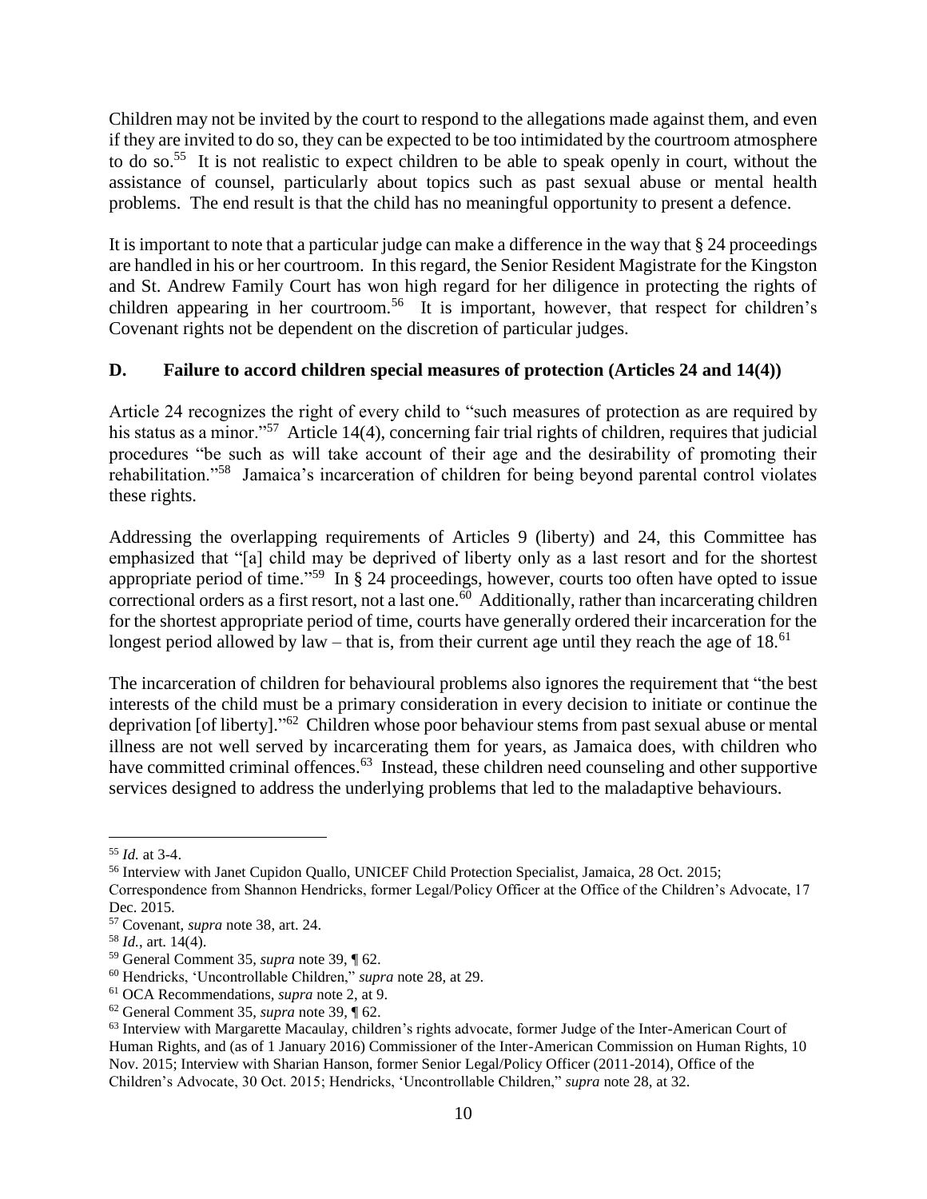Children may not be invited by the court to respond to the allegations made against them, and even if they are invited to do so, they can be expected to be too intimidated by the courtroom atmosphere to do so.[55] It is not realistic to expect children to be able to speak openly in court, without the assistance of counsel, particularly about topics such as past sexual abuse or mental health problems. The end result is that the child has no meaningful opportunity to present a defence.

It is important to note that a particular judge can make a difference in the way that § 24 proceedings are handled in his or her courtroom. In this regard, the Senior Resident Magistrate for the Kingston and St. Andrew Family Court has won high regard for her diligence in protecting the rights of children appearing in her courtroom.[56] It is important, however, that respect for children's Covenant rights not be dependent on the discretion of particular judges.

## D. Failure to accord children special measures of protection (Articles 24 and 14(4))

Article 24 recognizes the right of every child to "such measures of protection as are required by his status as a minor."[57] Article 14(4), concerning fair trial rights of children, requires that judicial procedures "be such as will take account of their age and the desirability of promoting their rehabilitation."[58] Jamaica's incarceration of children for being beyond parental control violates these rights.

Addressing the overlapping requirements of Articles 9 (liberty) and 24, this Committee has emphasized that "[a] child may be deprived of liberty only as a last resort and for the shortest appropriate period of time."[59] In § 24 proceedings, however, courts too often have opted to issue correctional orders as a first resort, not a last one.[60] Additionally, rather than incarcerating children for the shortest appropriate period of time, courts have generally ordered their incarceration for the longest period allowed by law – that is, from their current age until they reach the age of 18.[61]

The incarceration of children for behavioural problems also ignores the requirement that "the best interests of the child must be a primary consideration in every decision to initiate or continue the deprivation [of liberty]."[62] Children whose poor behaviour stems from past sexual abuse or mental illness are not well served by incarcerating them for years, as Jamaica does, with children who have committed criminal offences.[63] Instead, these children need counseling and other supportive services designed to address the underlying problems that led to the maladaptive behaviours.

---

[55] *Id.* at 3-4.

[56] Interview with Janet Cupidon Quallo, UNICEF Child Protection Specialist, Jamaica, 28 Oct. 2015; Correspondence from Shannon Hendricks, former Legal/Policy Officer at the Office of the Children's Advocate, 17 Dec. 2015.

[57] Covenant, *supra* note 38, art. 24.

[58] *Id.*, art. 14(4).

[59] General Comment 35, *supra* note 39, ¶ 62.

[60] Hendricks, 'Uncontrollable Children," *supra* note 28, at 29.

[61] OCA Recommendations, *supra* note 2, at 9.

[62] General Comment 35, *supra* note 39, ¶ 62.

[63] Interview with Margarette Macaulay, children's rights advocate, former Judge of the Inter-American Court of Human Rights, and (as of 1 January 2016) Commissioner of the Inter-American Commission on Human Rights, 10 Nov. 2015; Interview with Sharian Hanson, former Senior Legal/Policy Officer (2011-2014), Office of the Children's Advocate, 30 Oct. 2015; Hendricks, 'Uncontrollable Children," *supra* note 28, at 32.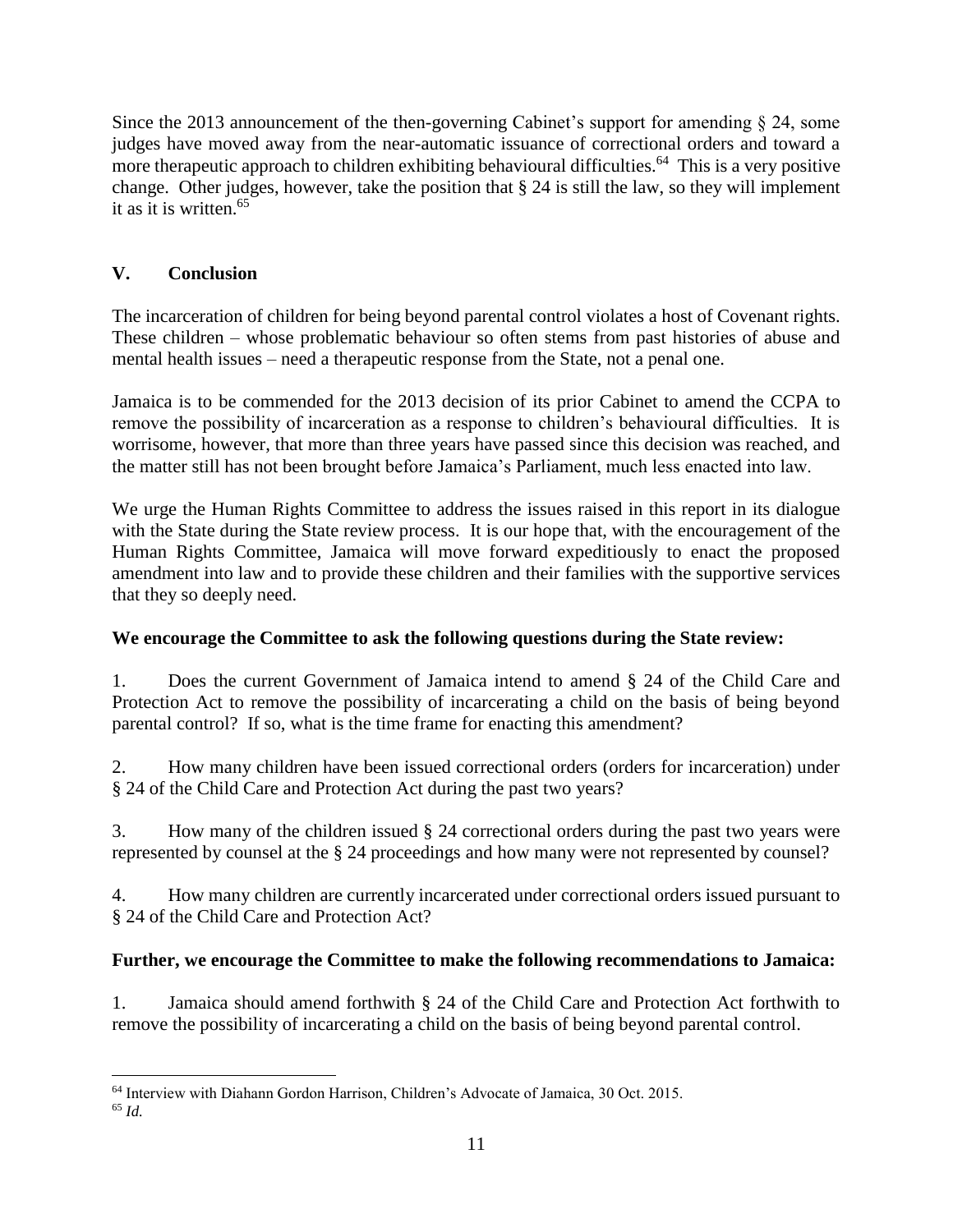Since the 2013 announcement of the then-governing Cabinet's support for amending § 24, some judges have moved away from the near-automatic issuance of correctional orders and toward a more therapeutic approach to children exhibiting behavioural difficulties.[64] This is a very positive change. Other judges, however, take the position that § 24 is still the law, so they will implement it as it is written.[65]

## V. Conclusion

The incarceration of children for being beyond parental control violates a host of Covenant rights. These children – whose problematic behaviour so often stems from past histories of abuse and mental health issues – need a therapeutic response from the State, not a penal one.

Jamaica is to be commended for the 2013 decision of its prior Cabinet to amend the CCPA to remove the possibility of incarceration as a response to children's behavioural difficulties. It is worrisome, however, that more than three years have passed since this decision was reached, and the matter still has not been brought before Jamaica's Parliament, much less enacted into law.

We urge the Human Rights Committee to address the issues raised in this report in its dialogue with the State during the State review process. It is our hope that, with the encouragement of the Human Rights Committee, Jamaica will move forward expeditiously to enact the proposed amendment into law and to provide these children and their families with the supportive services that they so deeply need.

**We encourage the Committee to ask the following questions during the State review:**

1. Does the current Government of Jamaica intend to amend § 24 of the Child Care and Protection Act to remove the possibility of incarcerating a child on the basis of being beyond parental control? If so, what is the time frame for enacting this amendment?

2. How many children have been issued correctional orders (orders for incarceration) under § 24 of the Child Care and Protection Act during the past two years?

3. How many of the children issued § 24 correctional orders during the past two years were represented by counsel at the § 24 proceedings and how many were not represented by counsel?

4. How many children are currently incarcerated under correctional orders issued pursuant to § 24 of the Child Care and Protection Act?

**Further, we encourage the Committee to make the following recommendations to Jamaica:**

1. Jamaica should amend forthwith § 24 of the Child Care and Protection Act forthwith to remove the possibility of incarcerating a child on the basis of being beyond parental control.

---

[64] Interview with Diahann Gordon Harrison, Children's Advocate of Jamaica, 30 Oct. 2015.

[65] *Id.*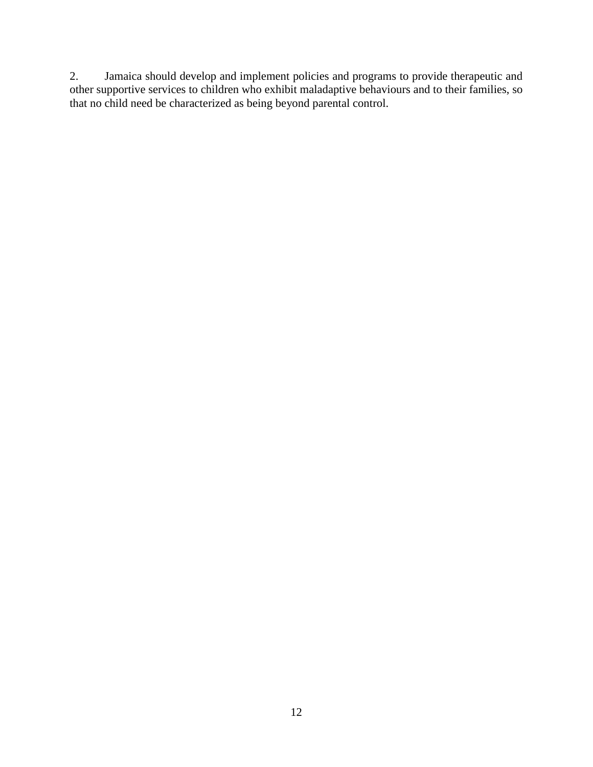2. Jamaica should develop and implement policies and programs to provide therapeutic and other supportive services to children who exhibit maladaptive behaviours and to their families, so that no child need be characterized as being beyond parental control.